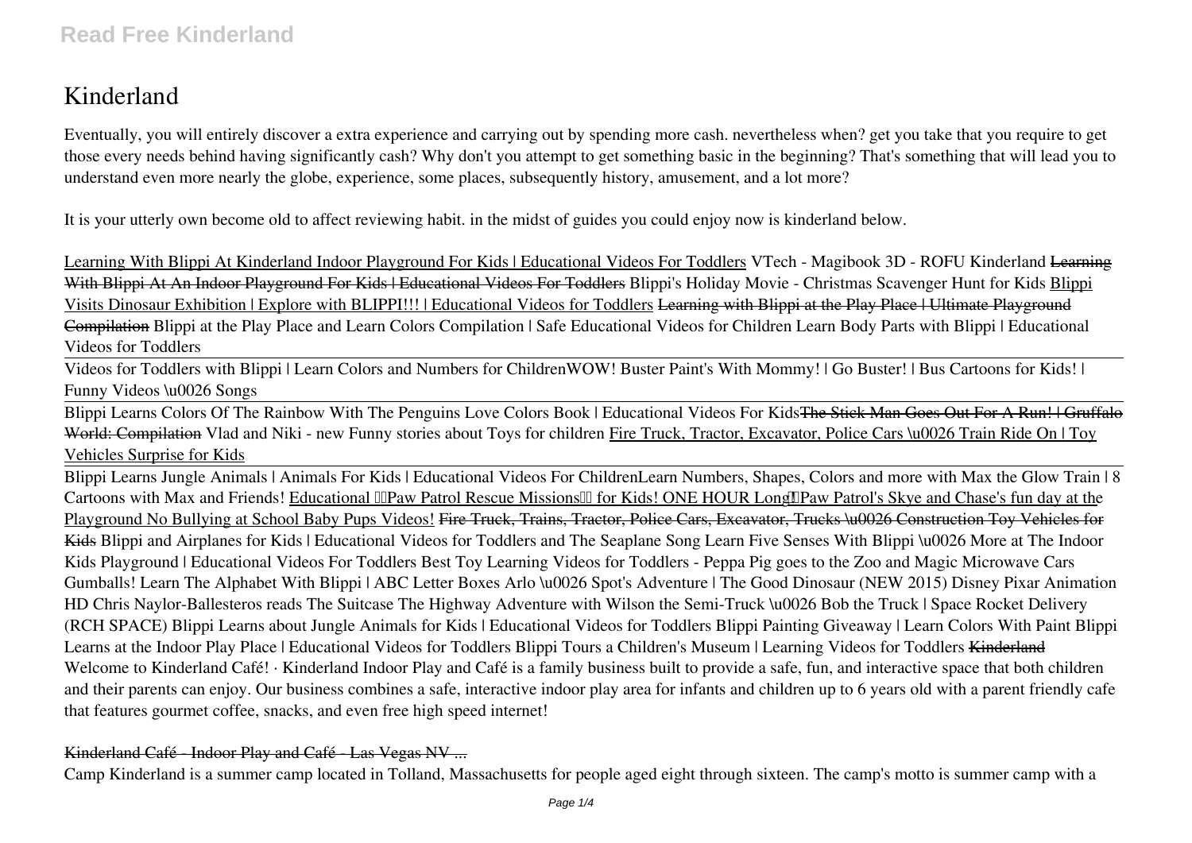# Kinderland

Eventually, you will entirely discover a extra experience and carrying out by spending more cash. nevertheless when? get you take that you require to get those every needs behind having significantly cash? Why don't you attempt to get something basic in the beginning? That's something that will lead you to understand even more nearly the globe, experience, some places, subsequently history, amusement, and a lot more?

It is your utterly own become old to affect reviewing habit. in the midst of guides you could enjoy now is kinderland below.

Learning With Blippi At Kinderland Indoor Playground For Kids | Educational Videos For Toddlers VTech - Magibook 3D - ROFU Kinderland ~~Learning With Blippi At An Indoor Playground For Kids | Educational Videos For Toddlers~~ Blippi's Holiday Movie - Christmas Scavenger Hunt for Kids Blippi Visits Dinosaur Exhibition | Explore with BLIPPI!!! | Educational Videos for Toddlers ~~Learning with Blippi at the Play Place | Ultimate Playground Compilation~~ Blippi at the Play Place and Learn Colors Compilation | Safe Educational Videos for Children Learn Body Parts with Blippi | Educational Videos for Toddlers

Videos for Toddlers with Blippi | Learn Colors and Numbers for ChildrenWOW! Buster Paint's With Mommy! | Go Buster! | Bus Cartoons for Kids! | Funny Videos \u0026 Songs

Blippi Learns Colors Of The Rainbow With The Penguins Love Colors Book | Educational Videos For Kids~~The Stick Man Goes Out For A Run! | Gruffalo World: Compilation~~ Vlad and Niki - new Funny stories about Toys for children Fire Truck, Tractor, Excavator, Police Cars \u0026 Train Ride On | Toy Vehicles Surprise for Kids

Blippi Learns Jungle Animals | Animals For Kids | Educational Videos For ChildrenLearn Numbers, Shapes, Colors and more with Max the Glow Train | 8 Cartoons with Max and Friends! Educational Paw Patrol Rescue Missions for Kids! ONE HOUR Long Paw Patrol's Skye and Chase's fun day at the Playground No Bullying at School Baby Pups Videos! ~~Fire Truck, Trains, Tractor, Police Cars, Excavator, Trucks \u0026 Construction Toy Vehicles for Kids~~ Blippi and Airplanes for Kids | Educational Videos for Toddlers and The Seaplane Song Learn Five Senses With Blippi \u0026 More at The Indoor Kids Playground | Educational Videos For Toddlers Best Toy Learning Videos for Toddlers - Peppa Pig goes to the Zoo and Magic Microwave Cars Gumballs! Learn The Alphabet With Blippi | ABC Letter Boxes Arlo \u0026 Spot's Adventure | The Good Dinosaur (NEW 2015) Disney Pixar Animation HD Chris Naylor-Ballesteros reads The Suitcase The Highway Adventure with Wilson the Semi-Truck \u0026 Bob the Truck | Space Rocket Delivery (RCH SPACE) Blippi Learns about Jungle Animals for Kids | Educational Videos for Toddlers Blippi Painting Giveaway | Learn Colors With Paint Blippi Learns at the Indoor Play Place | Educational Videos for Toddlers Blippi Tours a Children's Museum | Learning Videos for Toddlers ~~Kinderland~~

Welcome to Kinderland Café! · Kinderland Indoor Play and Café is a family business built to provide a safe, fun, and interactive space that both children and their parents can enjoy. Our business combines a safe, interactive indoor play area for infants and children up to 6 years old with a parent friendly cafe that features gourmet coffee, snacks, and even free high speed internet!

~~Kinderland Café - Indoor Play and Café - Las Vegas NV ...~~

Camp Kinderland is a summer camp located in Tolland, Massachusetts for people aged eight through sixteen. The camp's motto is summer camp with a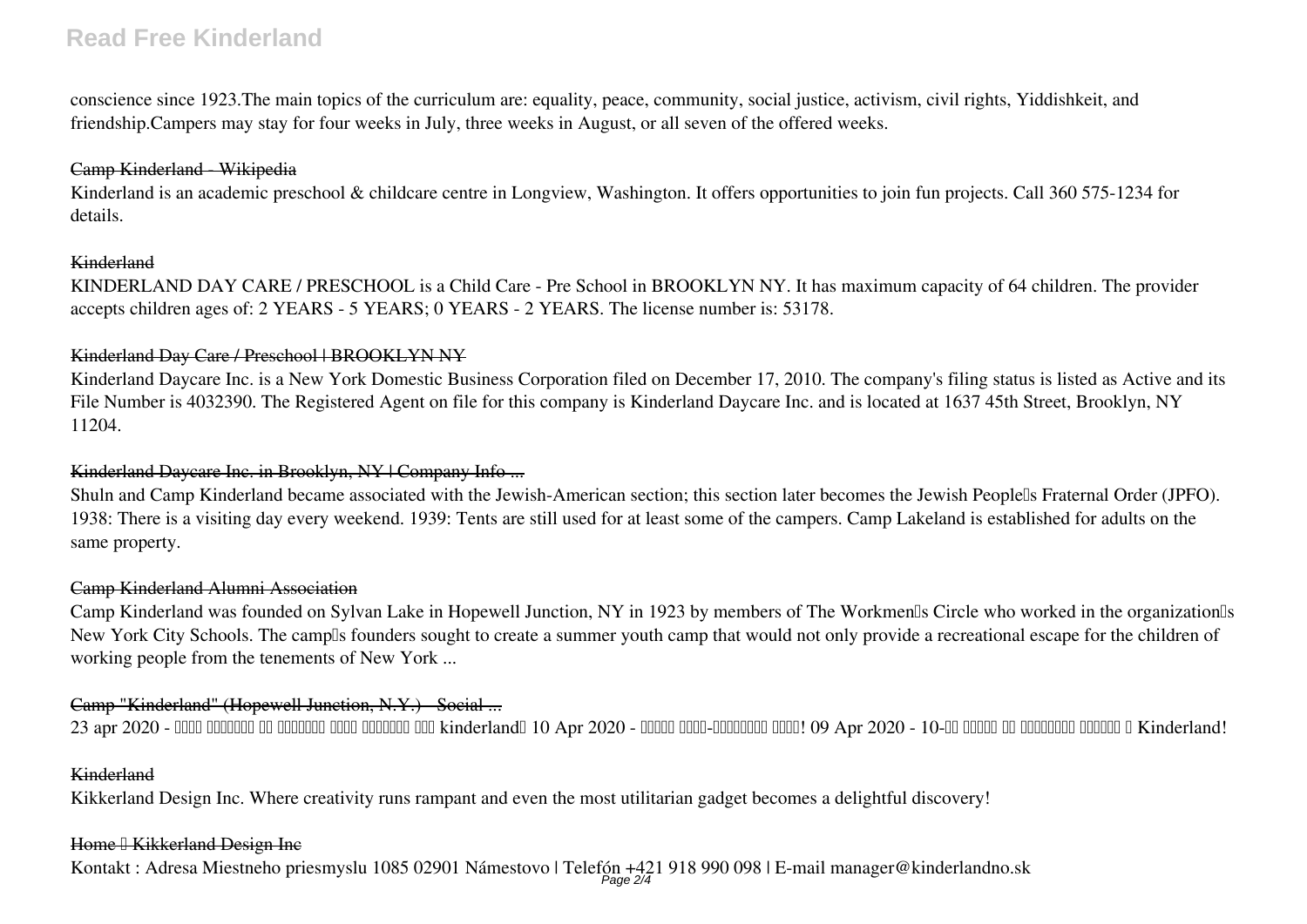conscience since 1923.The main topics of the curriculum are: equality, peace, community, social justice, activism, civil rights, Yiddishkeit, and friendship.Campers may stay for four weeks in July, three weeks in August, or all seven of the offered weeks.

Camp Kinderland - Wikipedia

Kinderland is an academic preschool & childcare centre in Longview, Washington. It offers opportunities to join fun projects. Call 360 575-1234 for details.

Kinderland

KINDERLAND DAY CARE / PRESCHOOL is a Child Care - Pre School in BROOKLYN NY. It has maximum capacity of 64 children. The provider accepts children ages of: 2 YEARS - 5 YEARS; 0 YEARS - 2 YEARS. The license number is: 53178.

Kinderland Day Care / Preschool | BROOKLYN NY

Kinderland Daycare Inc. is a New York Domestic Business Corporation filed on December 17, 2010. The company's filing status is listed as Active and its File Number is 4032390. The Registered Agent on file for this company is Kinderland Daycare Inc. and is located at 1637 45th Street, Brooklyn, NY 11204.

Kinderland Daycare Inc. in Brooklyn, NY | Company Info ...

Shuln and Camp Kinderland became associated with the Jewish-American section; this section later becomes the Jewish People's Fraternal Order (JPFO). 1938: There is a visiting day every weekend. 1939: Tents are still used for at least some of the campers. Camp Lakeland is established for adults on the same property.

Camp Kinderland Alumni Association

Camp Kinderland was founded on Sylvan Lake in Hopewell Junction, NY in 1923 by members of The Workmen's Circle who worked in the organization's New York City Schools. The camp's founders sought to create a summer youth camp that would not only provide a recreational escape for the children of working people from the tenements of New York ...

Camp "Kinderland" (Hopewell Junction, N.Y.) - Social ...

23 apr 2020 - ���� ������� �� ������� ���� ������� ��� kinderland� 10 Apr 2020 - ����� ����-�������� ����! 09 Apr 2020 - 10-�� ����� �� �������� ������ � Kinderland!

Kinderland

Kikkerland Design Inc. Where creativity runs rampant and even the most utilitarian gadget becomes a delightful discovery!

Home � Kikkerland Design Inc

Kontakt : Adresa Miestneho priesmyslu 1085 02901 Námestovo | Telefón +421 918 990 098 | E-mail manager@kinderlandno.sk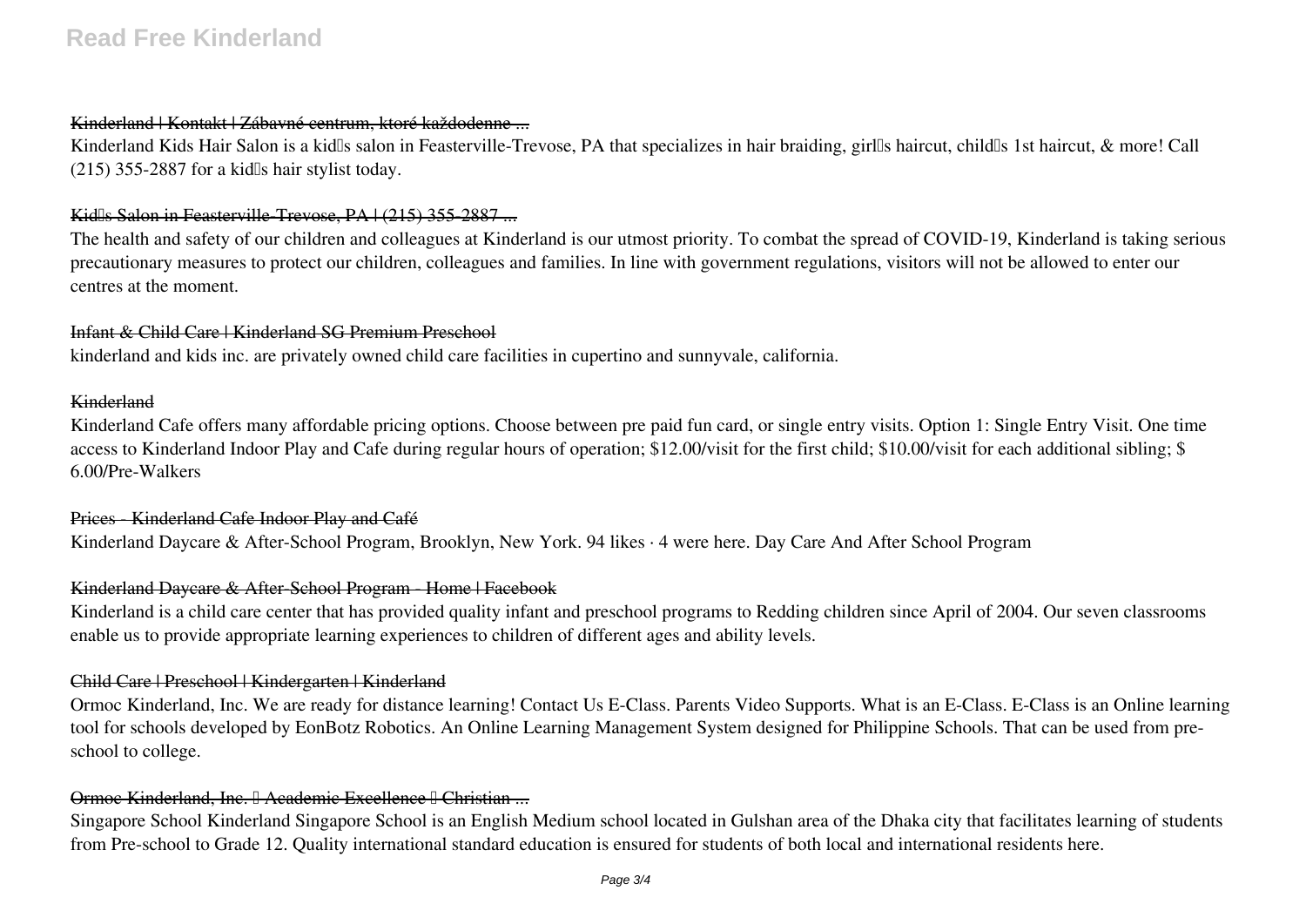### Kinderland | Kontakt | Zábavné centrum, ktoré každodenne ...

Kinderland Kids Hair Salon is a kid's salon in Feasterville-Trevose, PA that specializes in hair braiding, girl's haircut, child's 1st haircut, & more! Call (215) 355-2887 for a kid's hair stylist today.

### Kid's Salon in Feasterville-Trevose, PA | (215) 355-2887 ...

The health and safety of our children and colleagues at Kinderland is our utmost priority. To combat the spread of COVID-19, Kinderland is taking serious precautionary measures to protect our children, colleagues and families. In line with government regulations, visitors will not be allowed to enter our centres at the moment.

### Infant & Child Care | Kinderland SG Premium Preschool

kinderland and kids inc. are privately owned child care facilities in cupertino and sunnyvale, california.

### Kinderland

Kinderland Cafe offers many affordable pricing options. Choose between pre paid fun card, or single entry visits. Option 1: Single Entry Visit. One time access to Kinderland Indoor Play and Cafe during regular hours of operation; $12.00/visit for the first child; $10.00/visit for each additional sibling; $ 6.00/Pre-Walkers

### Prices - Kinderland Cafe Indoor Play and Café

Kinderland Daycare & After-School Program, Brooklyn, New York. 94 likes · 4 were here. Day Care And After School Program

### Kinderland Daycare & After-School Program - Home | Facebook

Kinderland is a child care center that has provided quality infant and preschool programs to Redding children since April of 2004. Our seven classrooms enable us to provide appropriate learning experiences to children of different ages and ability levels.

### Child Care | Preschool | Kindergarten | Kinderland

Ormoc Kinderland, Inc. We are ready for distance learning! Contact Us E-Class. Parents Video Supports. What is an E-Class. E-Class is an Online learning tool for schools developed by EonBotz Robotics. An Online Learning Management System designed for Philippine Schools. That can be used from pre-school to college.

### Ormoc Kinderland, Inc. – Academic Excellence – Christian ...

Singapore School Kinderland Singapore School is an English Medium school located in Gulshan area of the Dhaka city that facilitates learning of students from Pre-school to Grade 12. Quality international standard education is ensured for students of both local and international residents here.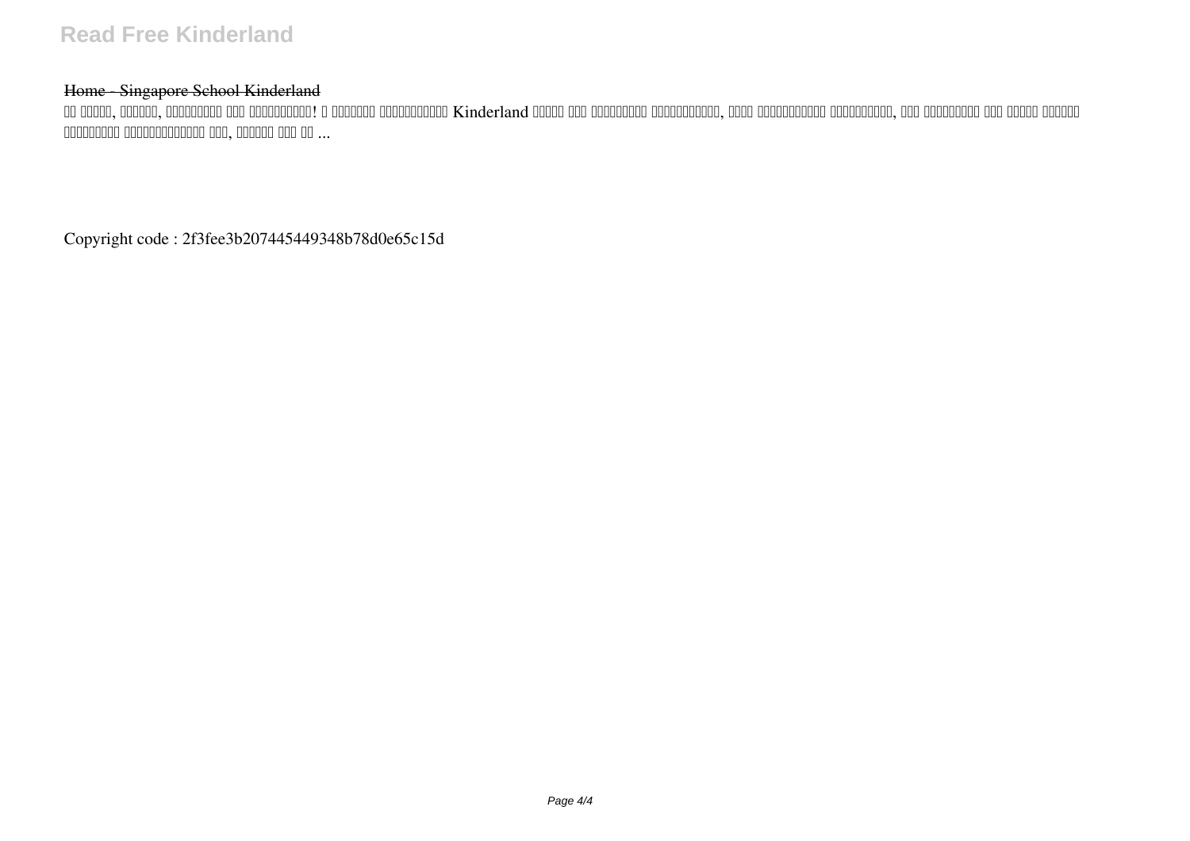Home - Singapore School Kinderland

□□ □□□□□, □□□□□□, □□□□□□□□□ □□□ □□□□□□□□□□□! □ □□□□□□□ □□□□□□□□□□□ Kinderland □□□□□ □□□ □□□□□□□□□ □□□□□□□□□□□, □□□□ □□□□□□□□□□□□ □□□□□□□□□□□, □□□ □□□□□□□□□ □□□ □□□□□ □□□□□□ □□□□□□□□□ □□□□□□□□□□□□□ □□□, □□□□□□ □□□ □□ ...

Copyright code : 2f3fee3b207445449348b78d0e65c15d